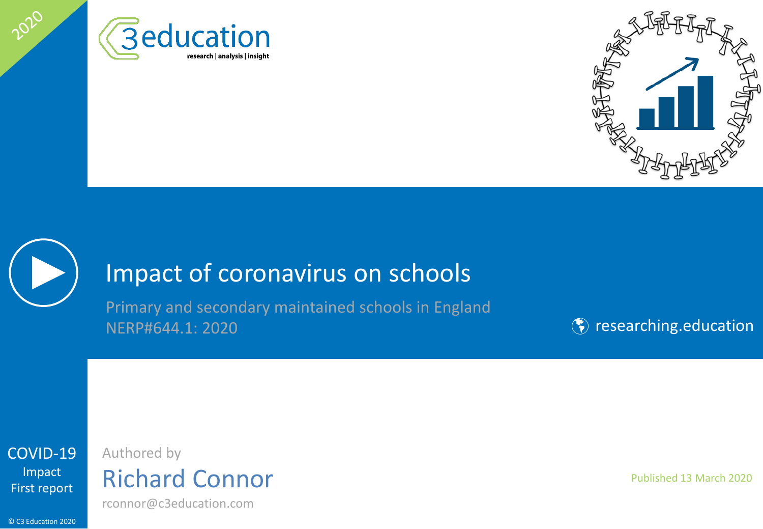2020

C3 education

research | analysis | insight

# Impact of coronavirus on schools

Primary and secondary maintained schools in England

NERP#644.1: 2020

researching.education

COVID-19

Impact

First report

Authored by

**Richard Connor**

rconnor@c3education.com

Published 13 March 2020

© C3 Education 2020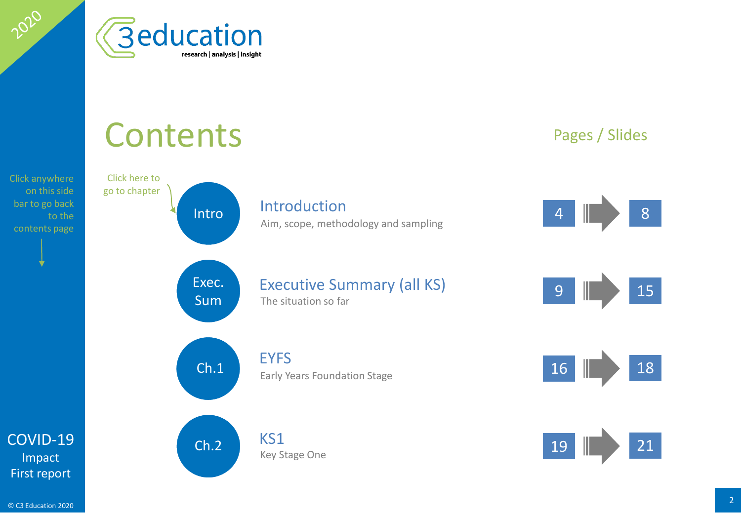# Contents

Click anywhere on this side bar to go back to the contents page

Click here to go to chapter

| Chapter | Title | Pages / Slides |
|---|---|---|
| Intro | **Introduction**<br>Aim, scope, methodology and sampling | 4 → 8 |
| Exec. Sum | **Executive Summary (all KS)**<br>The situation so far | 9 → 15 |
| Ch.1 | **EYFS**<br>Early Years Foundation Stage | 16 → 18 |
| Ch.2 | **KS1**<br>Key Stage One | 19 → 21 |

COVID-19 Impact First report

© C3 Education 2020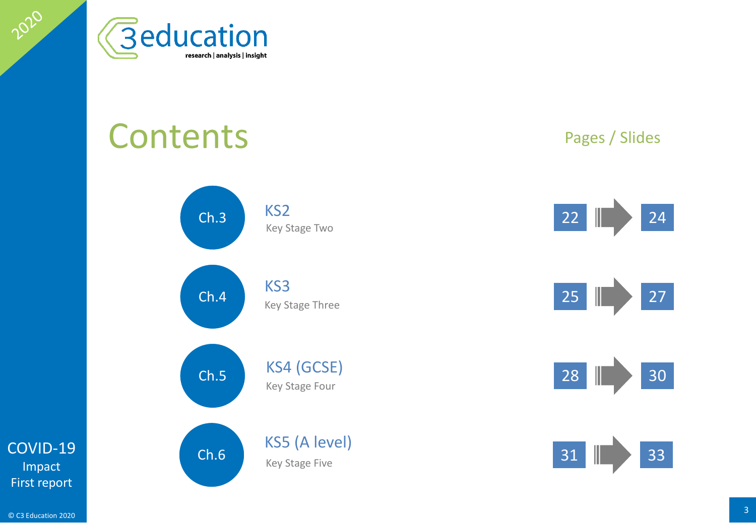# Contents

| Chapter | Section | Pages / Slides |
|---|---|---|
| Ch.3 | KS2<br>Key Stage Two | 22 → 24 |
| Ch.4 | KS3<br>Key Stage Three | 25 → 27 |
| Ch.5 | KS4 (GCSE)<br>Key Stage Four | 28 → 30 |
| Ch.6 | KS5 (A level)<br>Key Stage Five | 31 → 33 |

COVID-19 Impact First report

© C3 Education 2020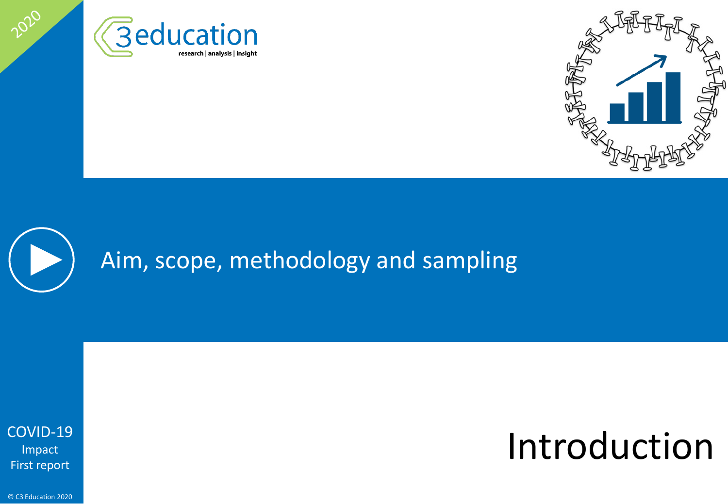# Introduction

## Aim, scope, methodology and sampling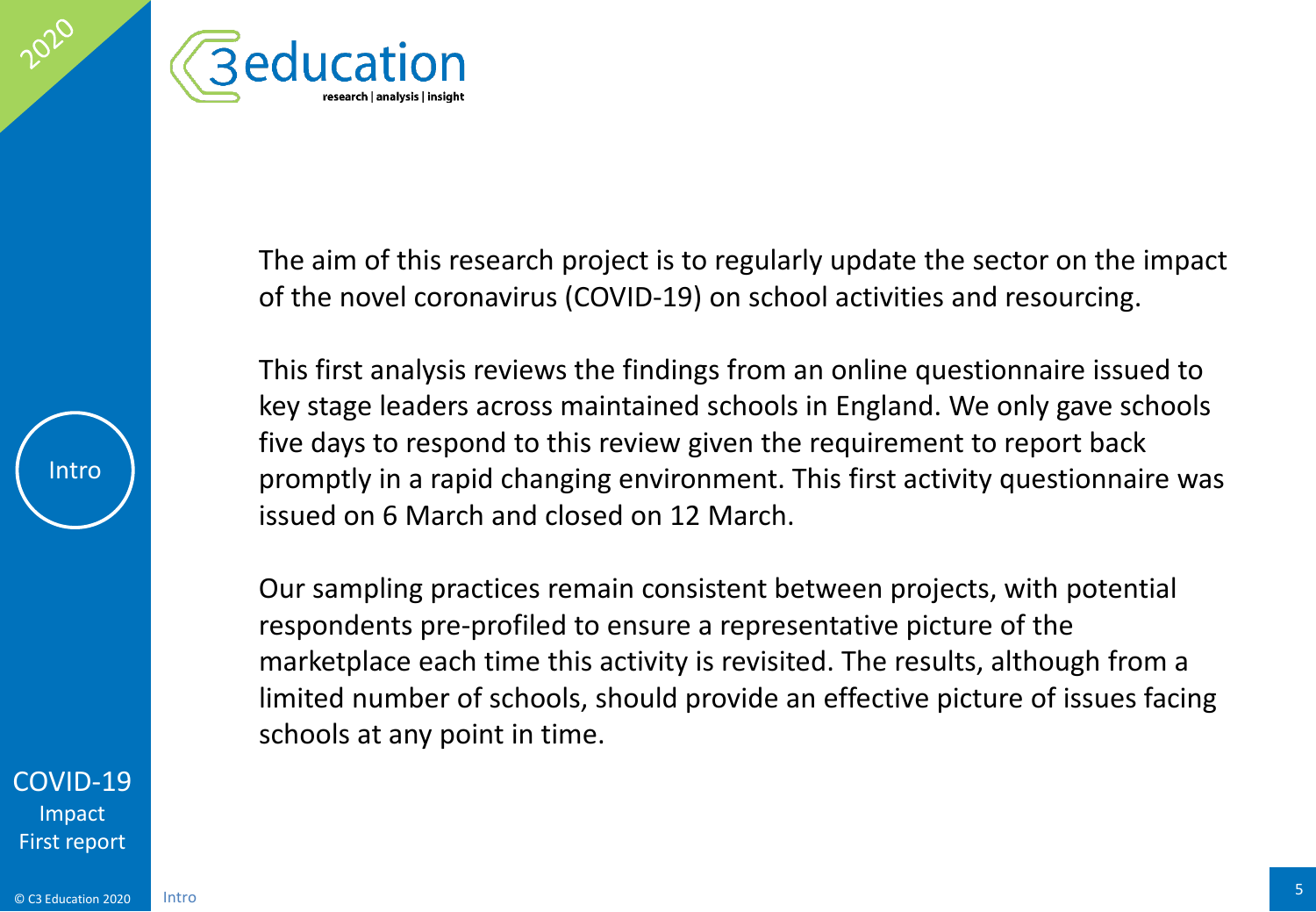The aim of this research project is to regularly update the sector on the impact of the novel coronavirus (COVID-19) on school activities and resourcing.

This first analysis reviews the findings from an online questionnaire issued to key stage leaders across maintained schools in England. We only gave schools five days to respond to this review given the requirement to report back promptly in a rapid changing environment. This first activity questionnaire was issued on 6 March and closed on 12 March.

Our sampling practices remain consistent between projects, with potential respondents pre-profiled to ensure a representative picture of the marketplace each time this activity is revisited. The results, although from a limited number of schools, should provide an effective picture of issues facing schools at any point in time.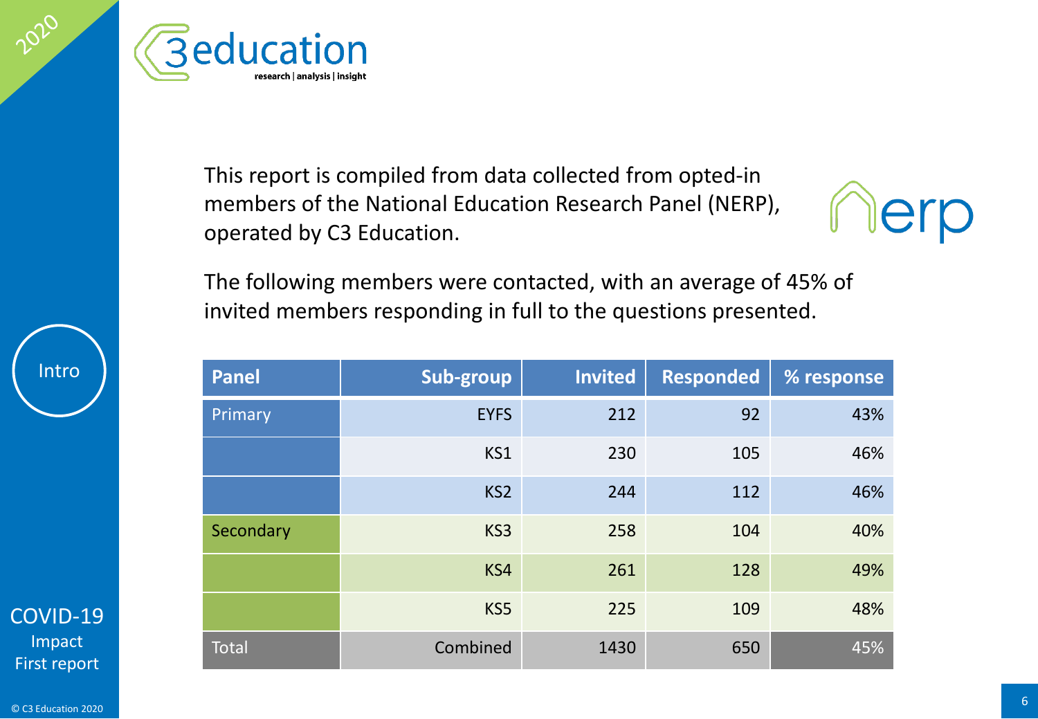This report is compiled from data collected from opted-in members of the National Education Research Panel (NERP), operated by C3 Education.

The following members were contacted, with an average of 45% of invited members responding in full to the questions presented.

| Panel | Sub-group | Invited | Responded | % response |
|---|---|---|---|---|
| Primary | EYFS | 212 | 92 | 43% |
| | KS1 | 230 | 105 | 46% |
| | KS2 | 244 | 112 | 46% |
| Secondary | KS3 | 258 | 104 | 40% |
| | KS4 | 261 | 128 | 49% |
| | KS5 | 225 | 109 | 48% |
| Total | Combined | 1430 | 650 | 45% |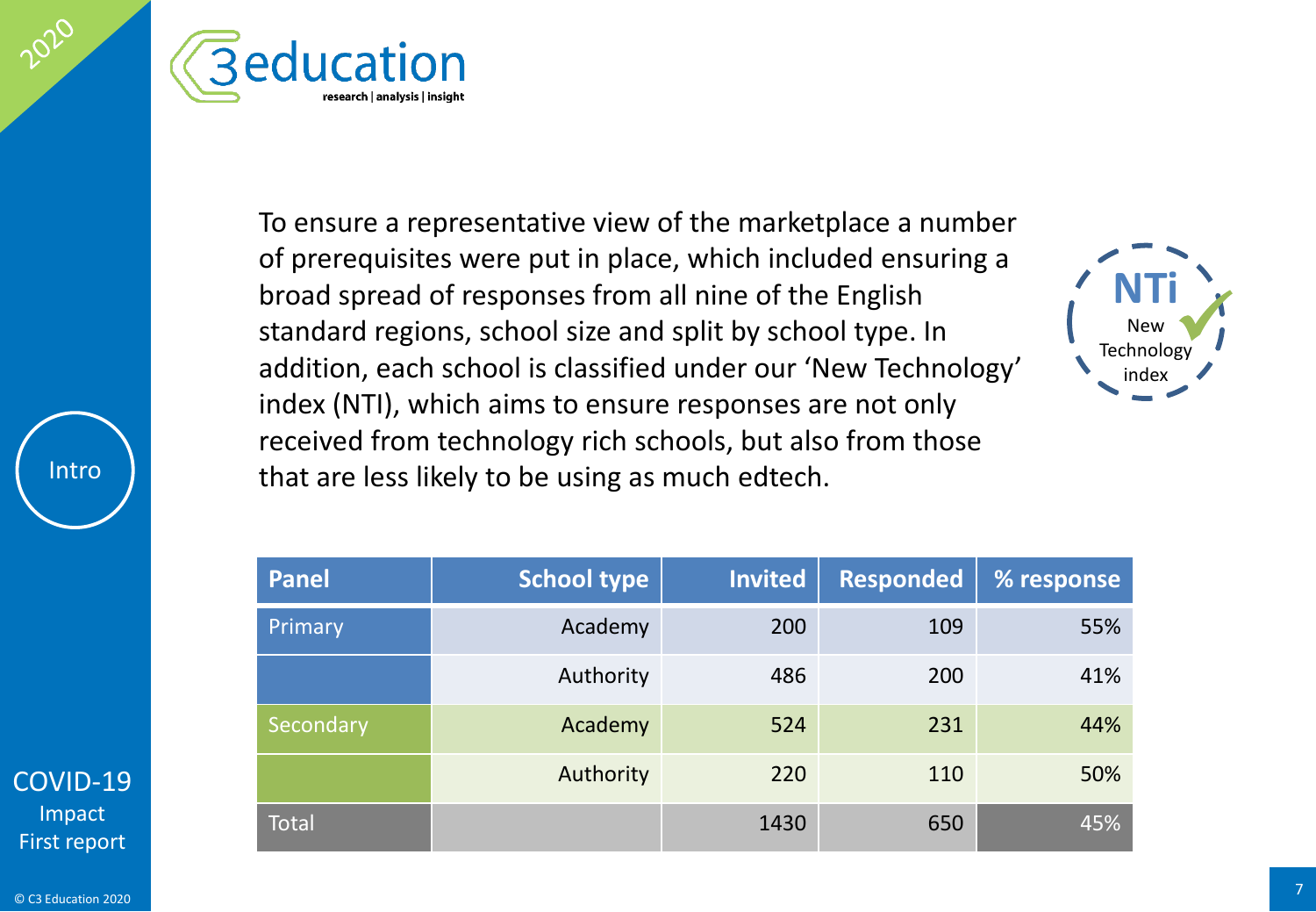To ensure a representative view of the marketplace a number of prerequisites were put in place, which included ensuring a broad spread of responses from all nine of the English standard regions, school size and split by school type. In addition, each school is classified under our 'New Technology' index (NTI), which aims to ensure responses are not only received from technology rich schools, but also from those that are less likely to be using as much edtech.

| Panel | School type | Invited | Responded | % response |
|---|---|---|---|---|
| Primary | Academy | 200 | 109 | 55% |
| | Authority | 486 | 200 | 41% |
| Secondary | Academy | 524 | 231 | 44% |
| | Authority | 220 | 110 | 50% |
| Total | | 1430 | 650 | 45% |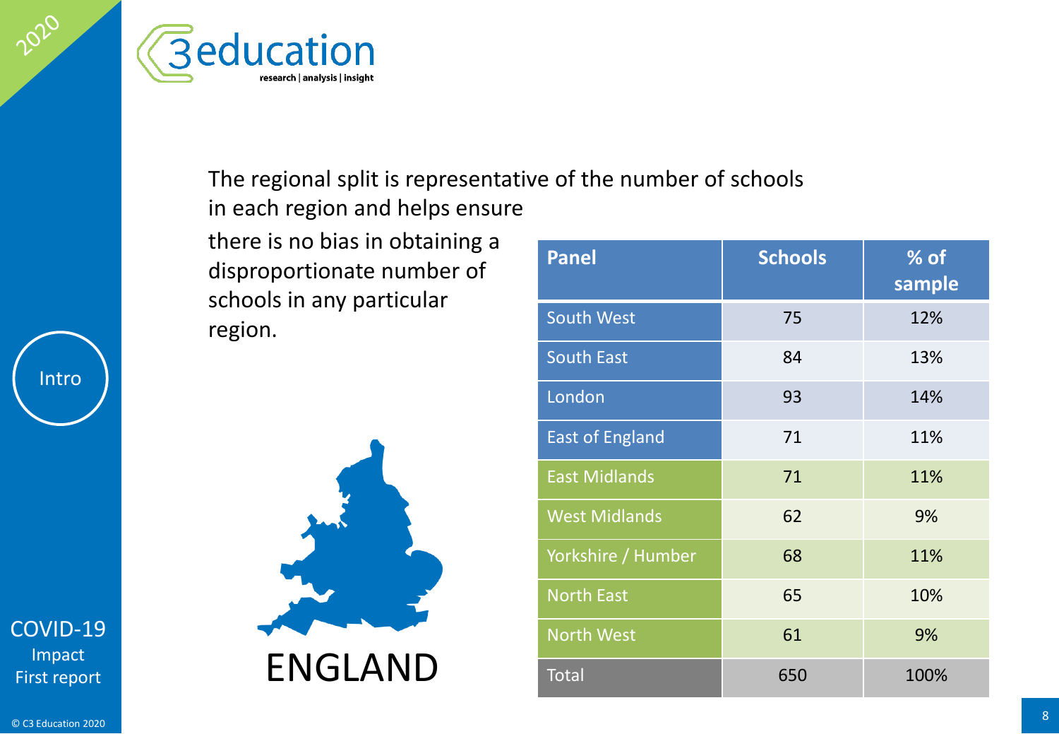The regional split is representative of the number of schools in each region and helps ensure there is no bias in obtaining a disproportionate number of schools in any particular region.

| Panel | Schools | % of sample |
| --- | --- | --- |
| South West | 75 | 12% |
| South East | 84 | 13% |
| London | 93 | 14% |
| East of England | 71 | 11% |
| East Midlands | 71 | 11% |
| West Midlands | 62 | 9% |
| Yorkshire / Humber | 68 | 11% |
| North East | 65 | 10% |
| North West | 61 | 9% |
| Total | 650 | 100% |

ENGLAND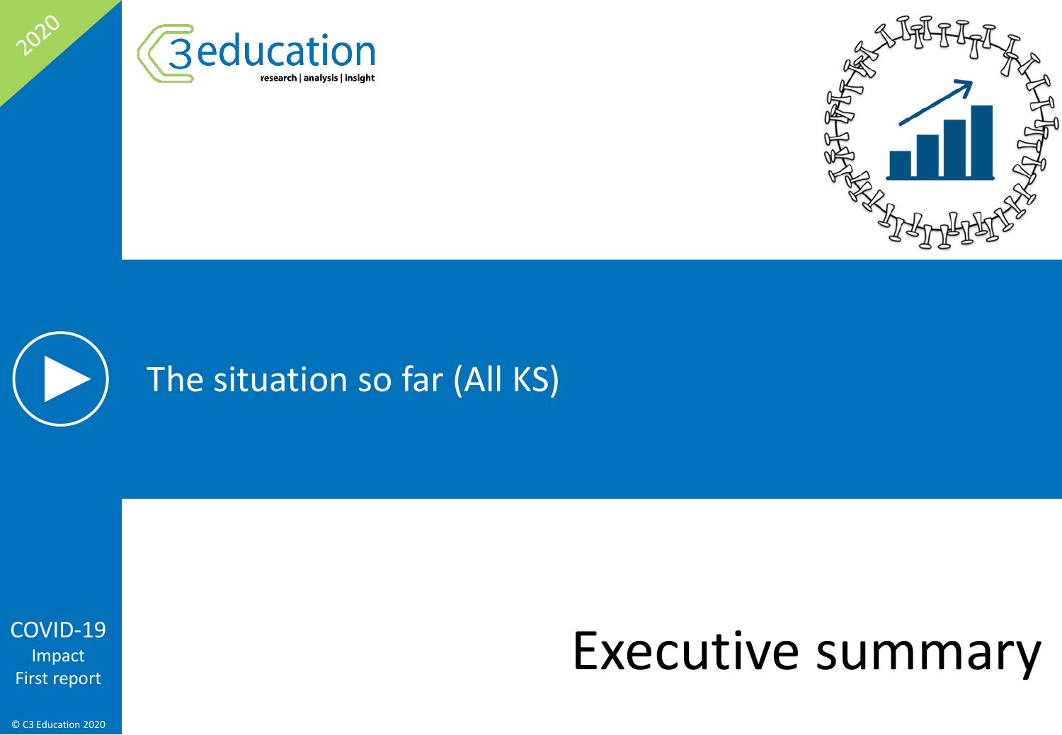# The situation so far (All KS)

# Executive summary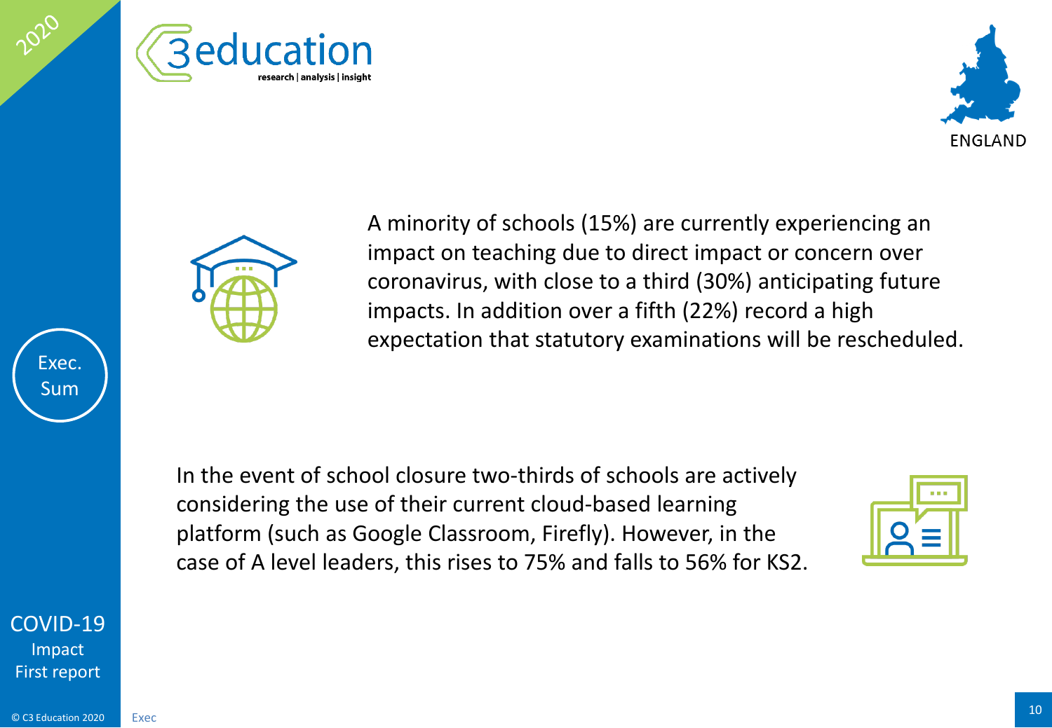A minority of schools (15%) are currently experiencing an impact on teaching due to direct impact or concern over coronavirus, with close to a third (30%) anticipating future impacts. In addition over a fifth (22%) record a high expectation that statutory examinations will be rescheduled.

In the event of school closure two-thirds of schools are actively considering the use of their current cloud-based learning platform (such as Google Classroom, Firefly). However, in the case of A level leaders, this rises to 75% and falls to 56% for KS2.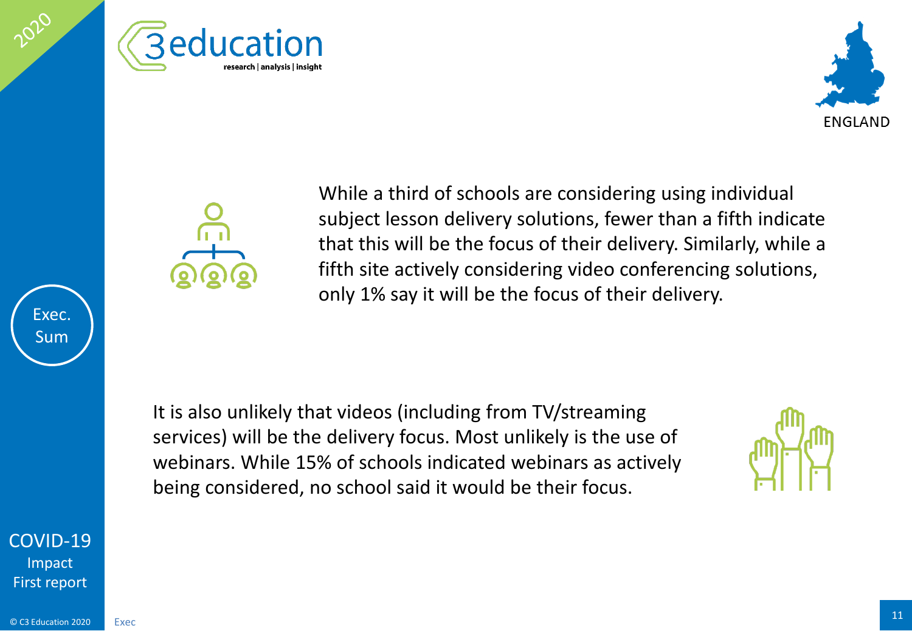While a third of schools are considering using individual subject lesson delivery solutions, fewer than a fifth indicate that this will be the focus of their delivery. Similarly, while a fifth site actively considering video conferencing solutions, only 1% say it will be the focus of their delivery.

It is also unlikely that videos (including from TV/streaming services) will be the delivery focus. Most unlikely is the use of webinars. While 15% of schools indicated webinars as actively being considered, no school said it would be their focus.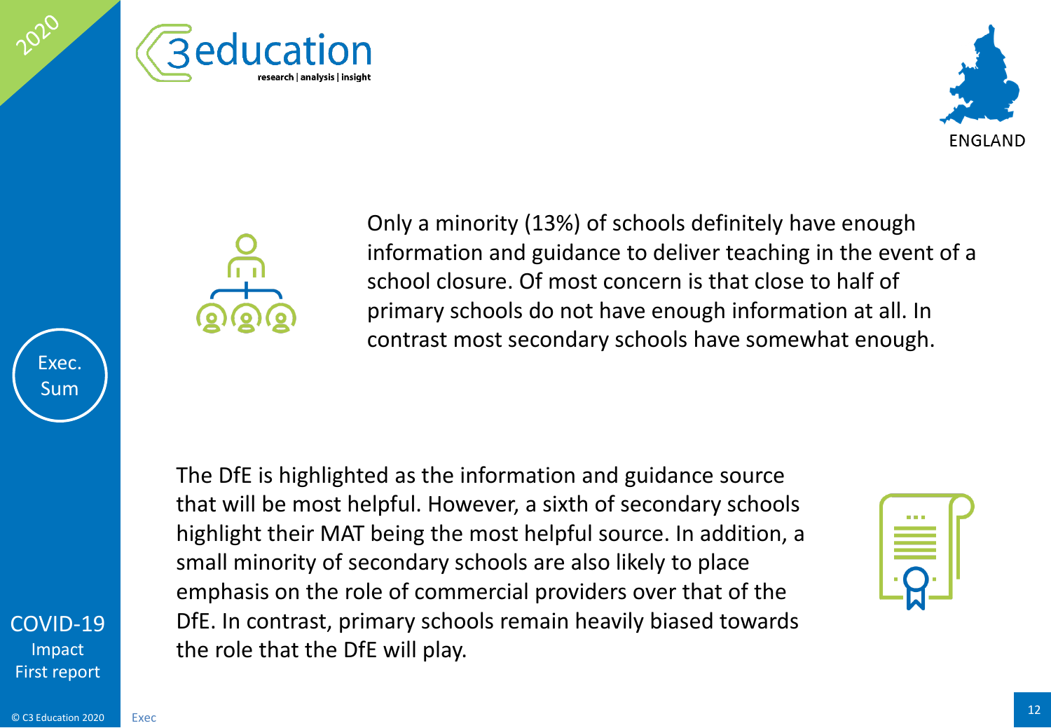Only a minority (13%) of schools definitely have enough information and guidance to deliver teaching in the event of a school closure. Of most concern is that close to half of primary schools do not have enough information at all. In contrast most secondary schools have somewhat enough.

The DfE is highlighted as the information and guidance source that will be most helpful. However, a sixth of secondary schools highlight their MAT being the most helpful source. In addition, a small minority of secondary schools are also likely to place emphasis on the role of commercial providers over that of the DfE. In contrast, primary schools remain heavily biased towards the role that the DfE will play.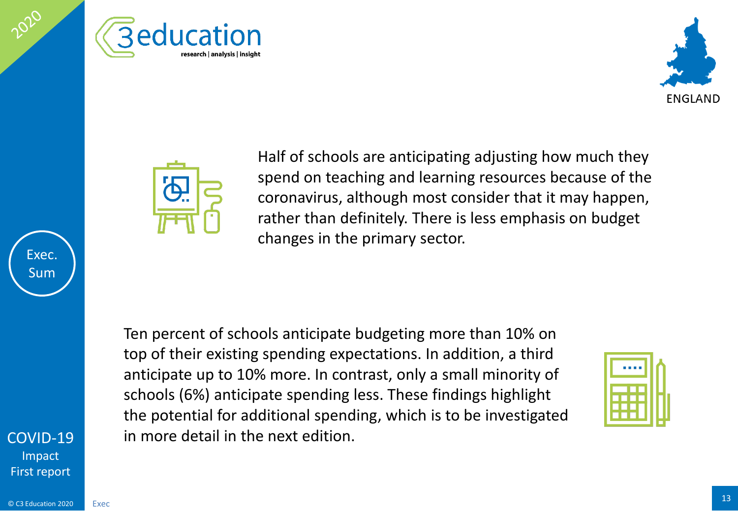Half of schools are anticipating adjusting how much they spend on teaching and learning resources because of the coronavirus, although most consider that it may happen, rather than definitely. There is less emphasis on budget changes in the primary sector.

Ten percent of schools anticipate budgeting more than 10% on top of their existing spending expectations. In addition, a third anticipate up to 10% more. In contrast, only a small minority of schools (6%) anticipate spending less. These findings highlight the potential for additional spending, which is to be investigated in more detail in the next edition.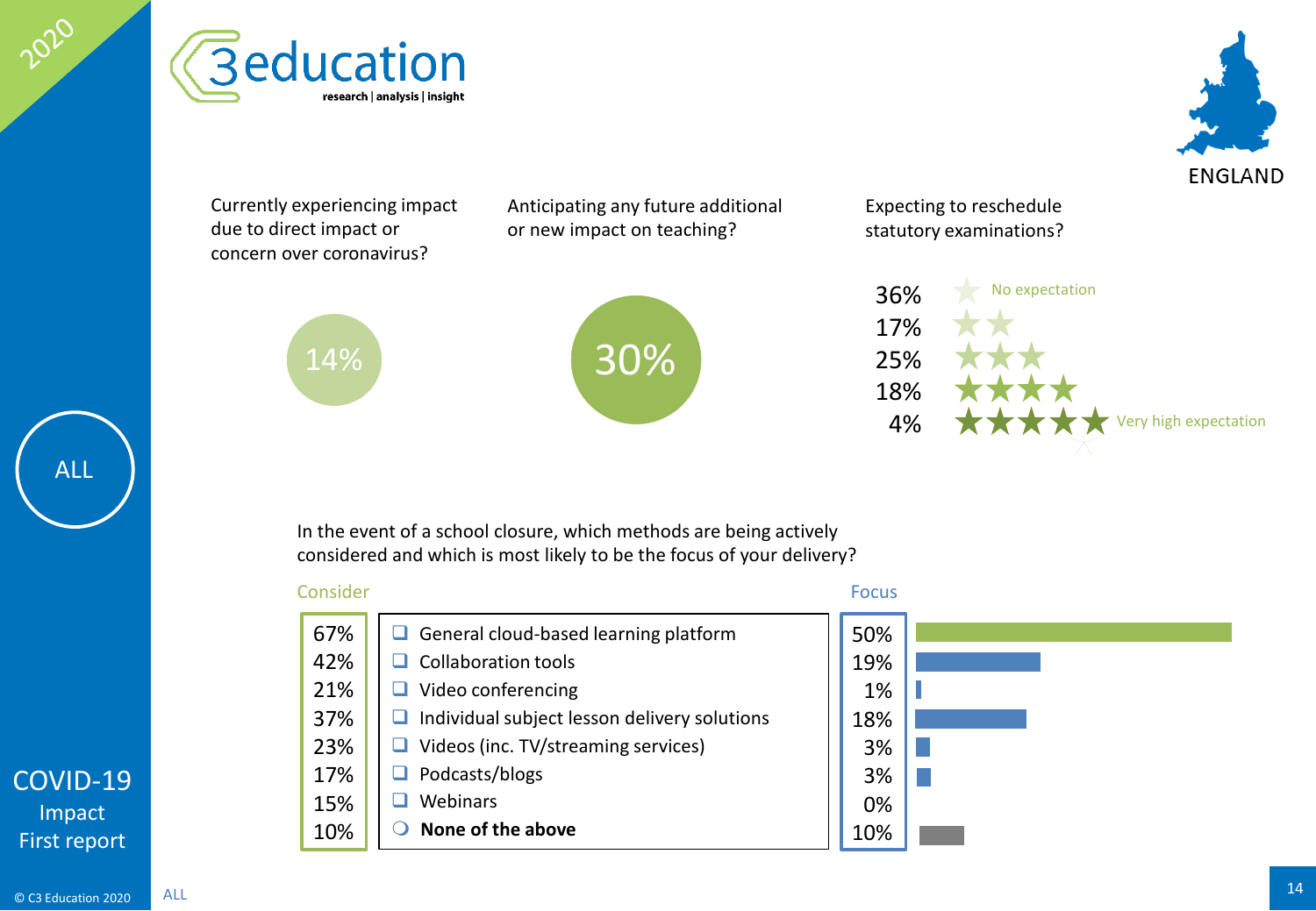# ENGLAND

**ALL**

**COVID-19 Impact First report**

Currently experiencing impact due to direct impact or concern over coronavirus?

14%

Anticipating any future additional or new impact on teaching?

30%

Expecting to reschedule statutory examinations?

| % | Rating |
|---|---|
| 36% | ★ No expectation |
| 17% | ★★ |
| 25% | ★★★ |
| 18% | ★★★★ |
| 4% | ★★★★★ Very high expectation |

In the event of a school closure, which methods are being actively considered and which is most likely to be the focus of your delivery?

| Consider | Method | Focus |
|---|---|---|
| 67% | General cloud-based learning platform | 50% |
| 42% | Collaboration tools | 19% |
| 21% | Video conferencing | 1% |
| 37% | Individual subject lesson delivery solutions | 18% |
| 23% | Videos (inc. TV/streaming services) | 3% |
| 17% | Podcasts/blogs | 3% |
| 15% | Webinars | 0% |
| 10% | **None of the above** | 10% |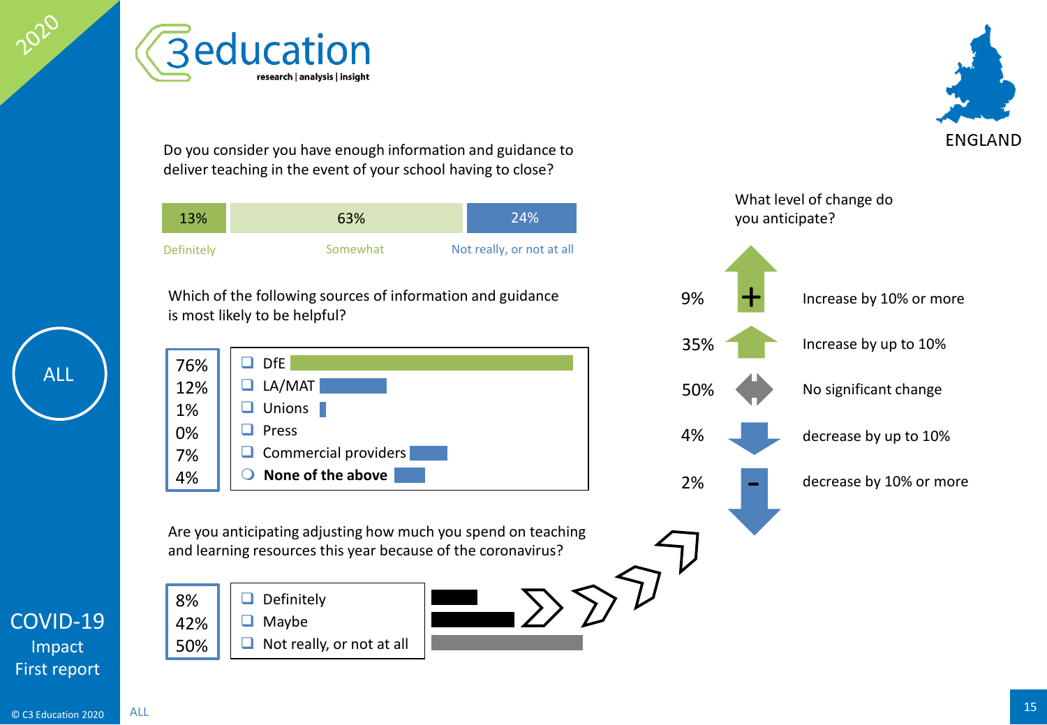Do you consider you have enough information and guidance to deliver teaching in the event of your school having to close?

| Definitely | Somewhat | Not really, or not at all |
| --- | --- | --- |
| 13% | 63% | 24% |

Which of the following sources of information and guidance is most likely to be helpful?

| % | Source |
| --- | --- |
| 76% | DfE |
| 12% | LA/MAT |
| 1% | Unions |
| 0% | Press |
| 7% | Commercial providers |
| 4% | **None of the above** |

Are you anticipating adjusting how much you spend on teaching and learning resources this year because of the coronavirus?

| % | Response |
| --- | --- |
| 8% | Definitely |
| 42% | Maybe |
| 50% | Not really, or not at all |

What level of change do you anticipate?

| % | Change |
| --- | --- |
| 9% | Increase by 10% or more |
| 35% | Increase by up to 10% |
| 50% | No significant change |
| 4% | decrease by up to 10% |
| 2% | decrease by 10% or more |

ENGLAND

ALL

COVID-19 Impact First report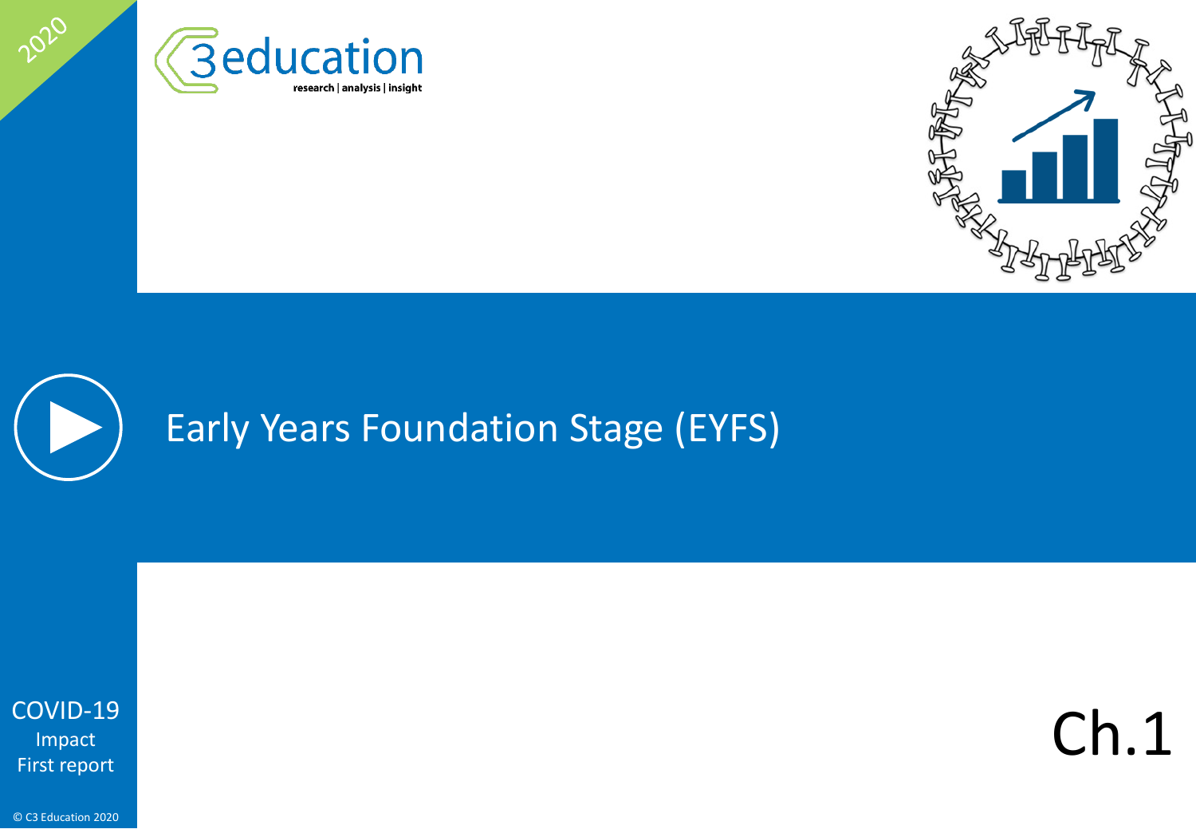2020

C3education
research | analysis | insight

# Early Years Foundation Stage (EYFS)

COVID-19
Impact
First report

Ch.1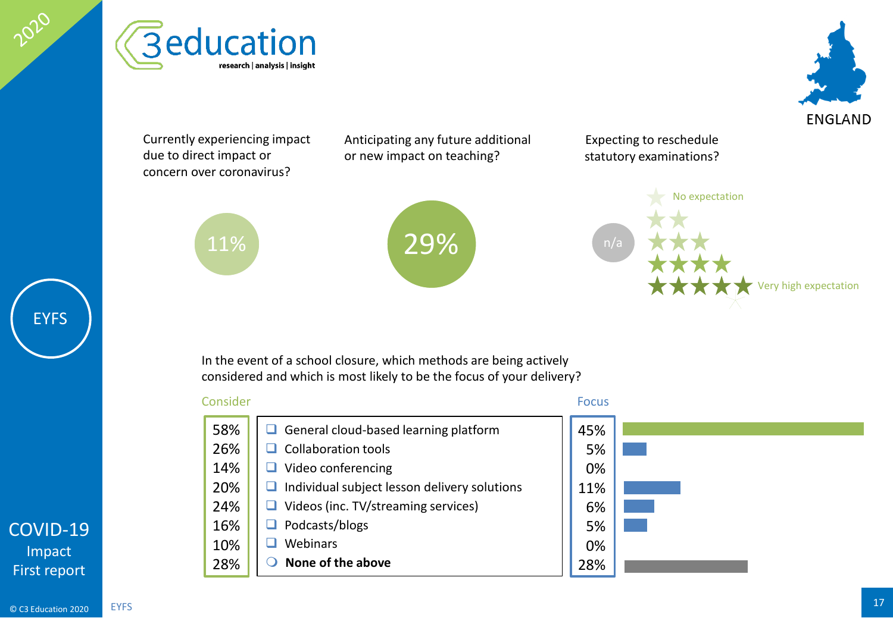2020

C3 education
research | analysis | insight

ENGLAND

EYFS

COVID-19
Impact
First report

Currently experiencing impact due to direct impact or concern over coronavirus?

11%

Anticipating any future additional or new impact on teaching?

29%

Expecting to reschedule statutory examinations?

n/a

No expectation

Very high expectation

In the event of a school closure, which methods are being actively considered and which is most likely to be the focus of your delivery?

| Consider | Method | Focus |
|---|---|---|
| 58% | General cloud-based learning platform | 45% |
| 26% | Collaboration tools | 5% |
| 14% | Video conferencing | 0% |
| 20% | Individual subject lesson delivery solutions | 11% |
| 24% | Videos (inc. TV/streaming services) | 6% |
| 16% | Podcasts/blogs | 5% |
| 10% | Webinars | 0% |
| 28% | **None of the above** | 28% |

© C3 Education 2020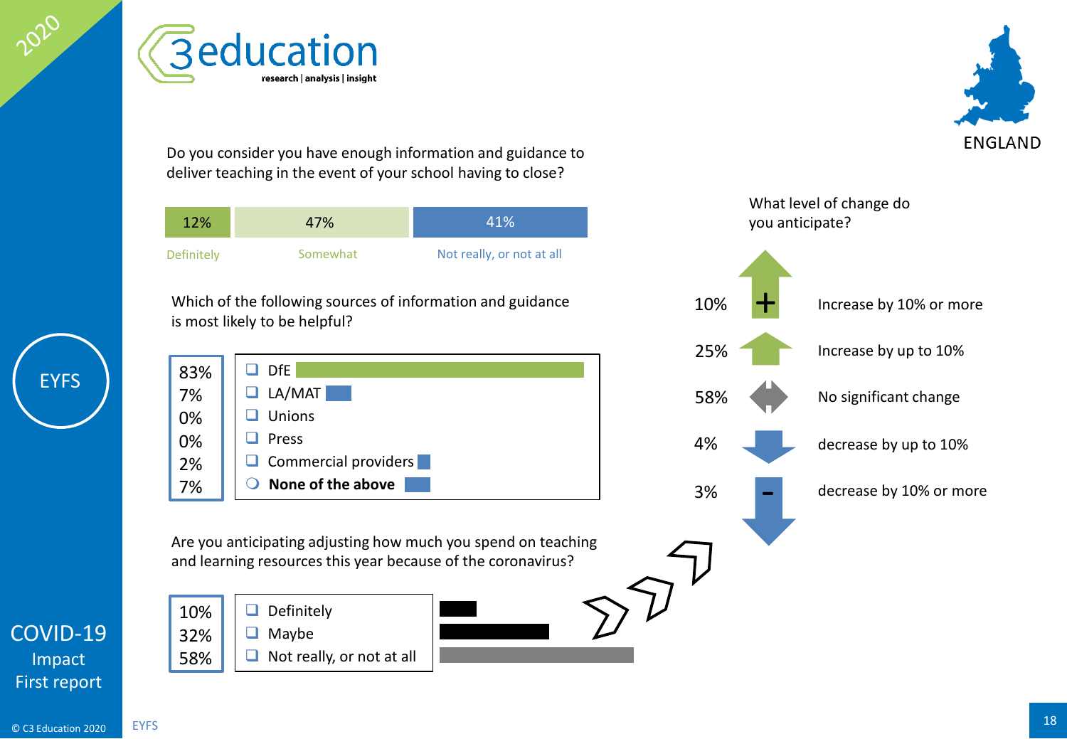ENGLAND

Do you consider you have enough information and guidance to deliver teaching in the event of your school having to close?

| Definitely | Somewhat | Not really, or not at all |
|---|---|---|
| 12% | 47% | 41% |

Which of the following sources of information and guidance is most likely to be helpful?

| % | Source |
|---|---|
| 83% | DfE |
| 7% | LA/MAT |
| 0% | Unions |
| 0% | Press |
| 2% | Commercial providers |
| 7% | **None of the above** |

Are you anticipating adjusting how much you spend on teaching and learning resources this year because of the coronavirus?

| % | Response |
|---|---|
| 10% | Definitely |
| 32% | Maybe |
| 58% | Not really, or not at all |

What level of change do you anticipate?

| % | Change |
|---|---|
| 10% | Increase by 10% or more |
| 25% | Increase by up to 10% |
| 58% | No significant change |
| 4% | decrease by up to 10% |
| 3% | decrease by 10% or more |

EYFS

COVID-19 Impact First report

© C3 Education 2020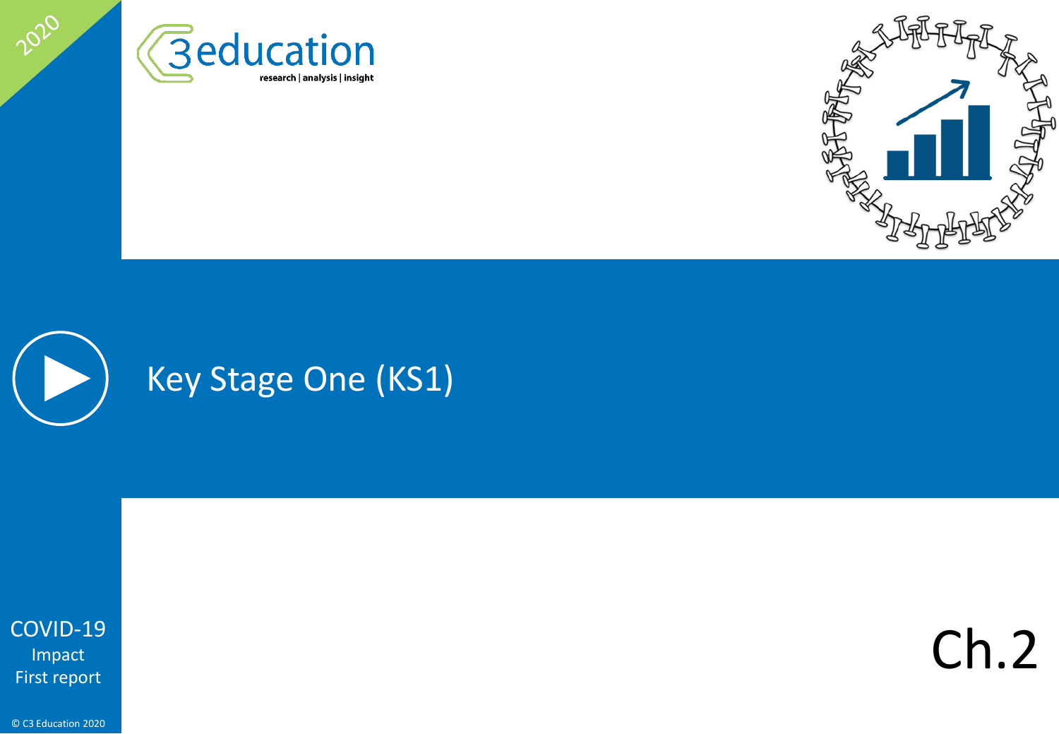# Key Stage One (KS1)

Ch.2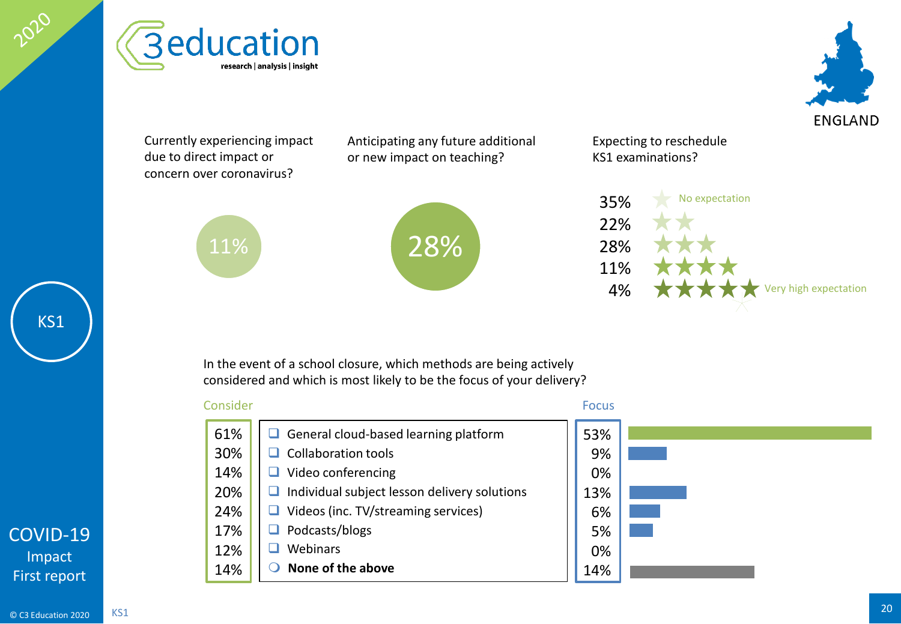KS1

ENGLAND

**Currently experiencing impact due to direct impact or concern over coronavirus?**

11%

**Anticipating any future additional or new impact on teaching?**

28%

**Expecting to reschedule KS1 examinations?**

| % | Rating |
|---|---|
| 35% | ★ No expectation |
| 22% | ★★ |
| 28% | ★★★ |
| 11% | ★★★★ |
| 4% | ★★★★★ Very high expectation |

**In the event of a school closure, which methods are being actively considered and which is most likely to be the focus of your delivery?**

| Consider | Method | Focus |
|---|---|---|
| 61% | General cloud-based learning platform | 53% |
| 30% | Collaboration tools | 9% |
| 14% | Video conferencing | 0% |
| 20% | Individual subject lesson delivery solutions | 13% |
| 24% | Videos (inc. TV/streaming services) | 6% |
| 17% | Podcasts/blogs | 5% |
| 12% | Webinars | 0% |
| 14% | **None of the above** | 14% |

COVID-19 Impact First report

© C3 Education 2020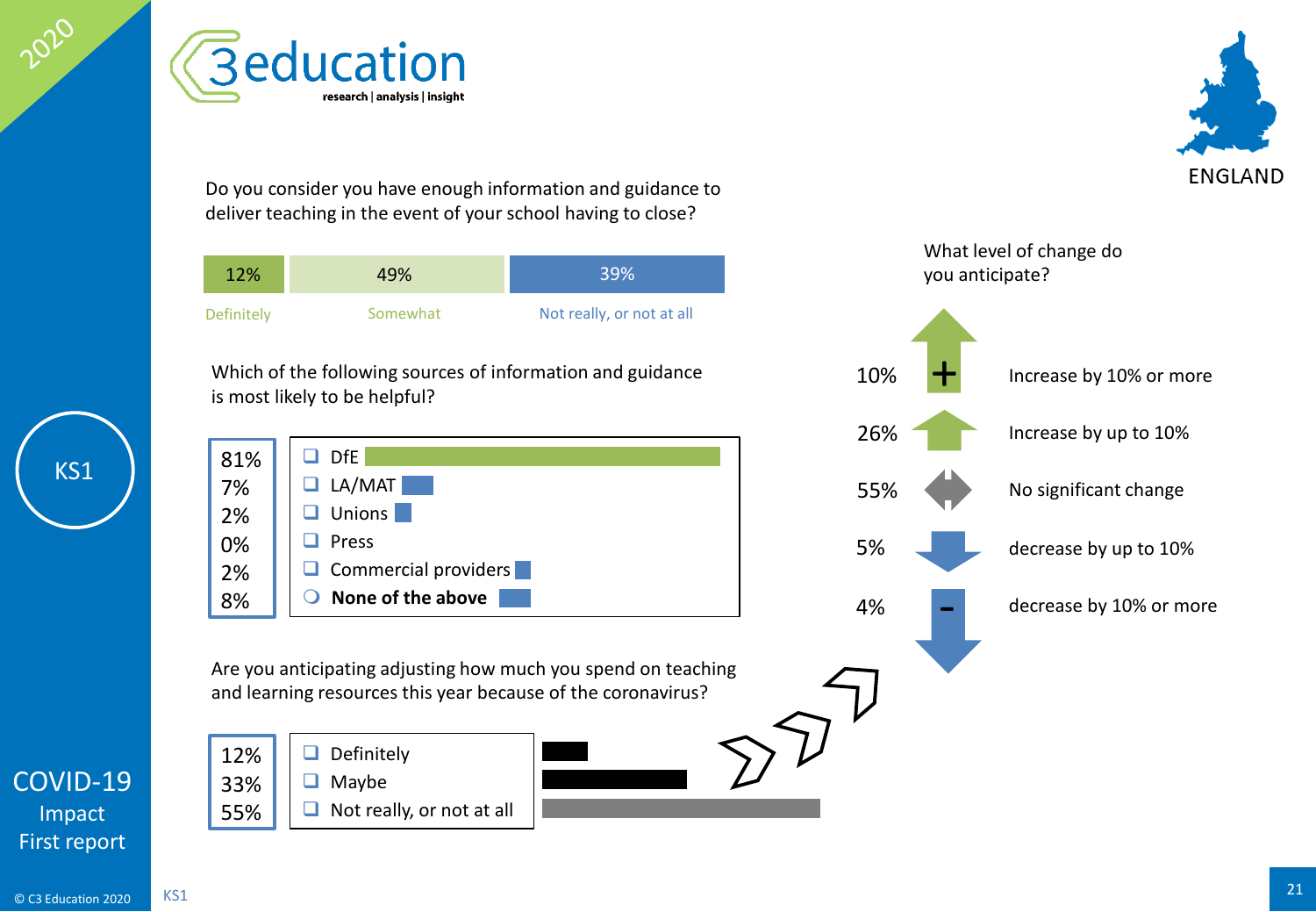Do you consider you have enough information and guidance to deliver teaching in the event of your school having to close?

| Definitely | Somewhat | Not really, or not at all |
|---|---|---|
| 12% | 49% | 39% |

Which of the following sources of information and guidance is most likely to be helpful?

| % | Source |
|---|---|
| 81% | DfE |
| 7% | LA/MAT |
| 2% | Unions |
| 0% | Press |
| 2% | Commercial providers |
| 8% | **None of the above** |

Are you anticipating adjusting how much you spend on teaching and learning resources this year because of the coronavirus?

| % | Response |
|---|---|
| 12% | Definitely |
| 33% | Maybe |
| 55% | Not really, or not at all |

What level of change do you anticipate?

| % | Change |
|---|---|
| 10% | Increase by 10% or more |
| 26% | Increase by up to 10% |
| 55% | No significant change |
| 5% | decrease by up to 10% |
| 4% | decrease by 10% or more |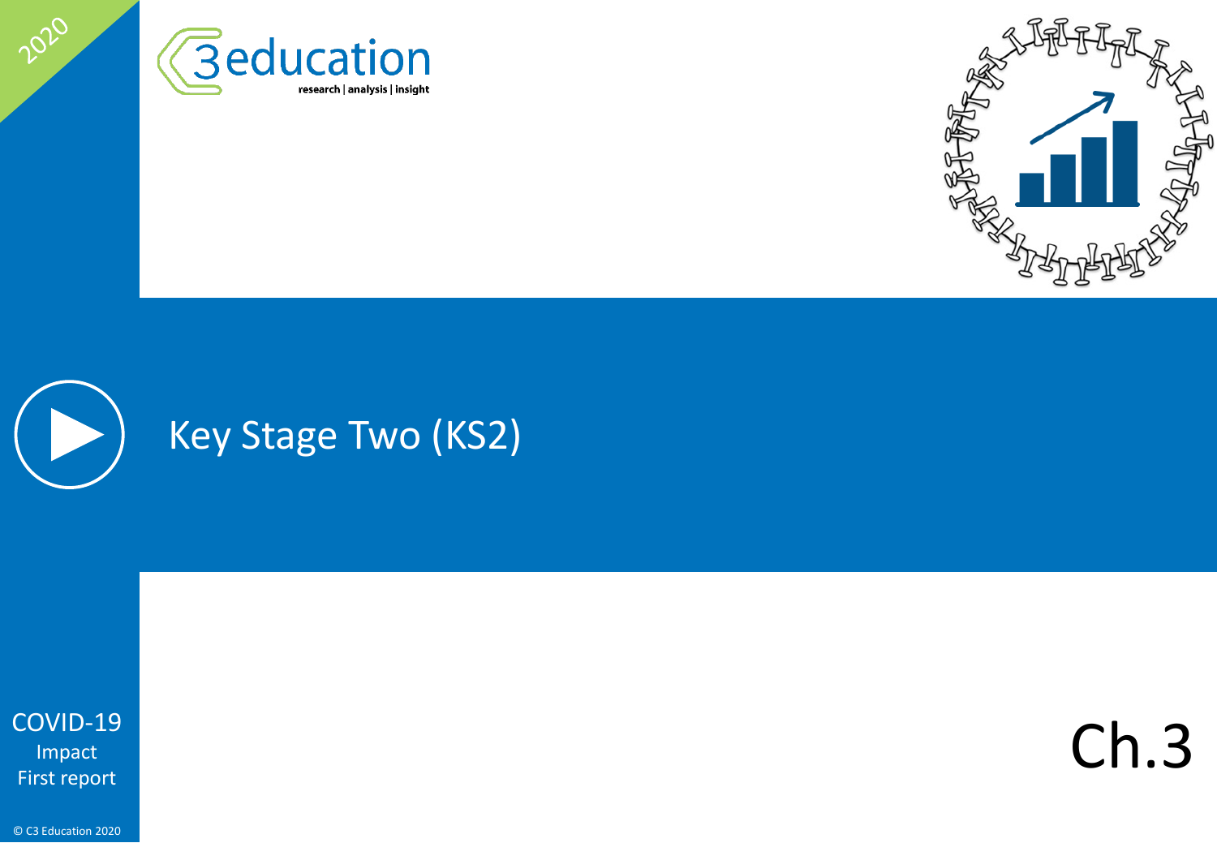# Key Stage Two (KS2)

Ch.3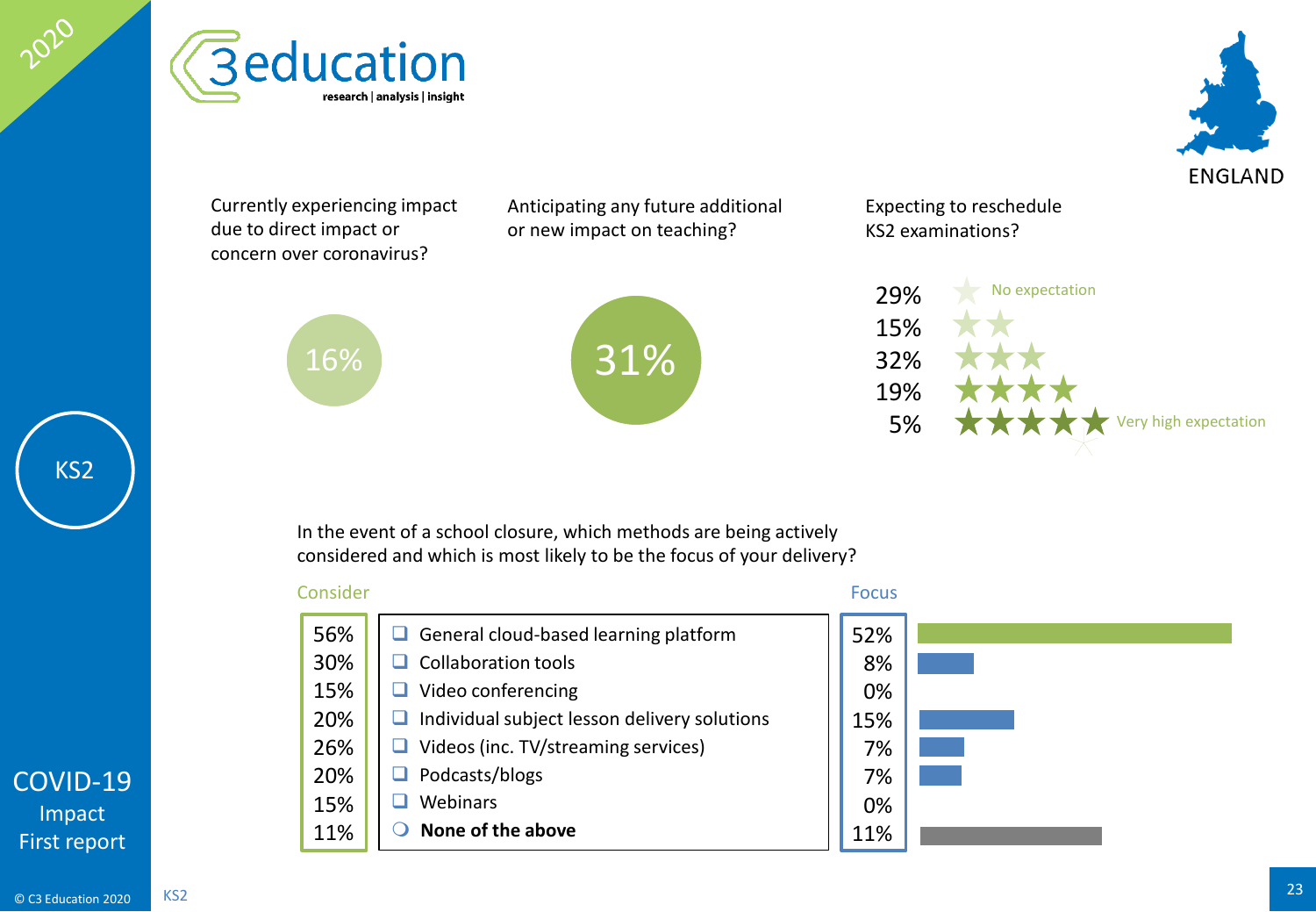# C3 education

research | analysis | insight

2020

ENGLAND

KS2

COVID-19 Impact First report

Currently experiencing impact due to direct impact or concern over coronavirus?

16%

Anticipating any future additional or new impact on teaching?

31%

Expecting to reschedule KS2 examinations?

| % | Expectation |
| --- | --- |
| 29% | ★ No expectation |
| 15% | ★★ |
| 32% | ★★★ |
| 19% | ★★★★ |
| 5% | ★★★★★ Very high expectation |

In the event of a school closure, which methods are being actively considered and which is most likely to be the focus of your delivery?

| Consider | Method | Focus |
| --- | --- | --- |
| 56% | General cloud-based learning platform | 52% |
| 30% | Collaboration tools | 8% |
| 15% | Video conferencing | 0% |
| 20% | Individual subject lesson delivery solutions | 15% |
| 26% | Videos (inc. TV/streaming services) | 7% |
| 20% | Podcasts/blogs | 7% |
| 15% | Webinars | 0% |
| 11% | **None of the above** | 11% |

© C3 Education 2020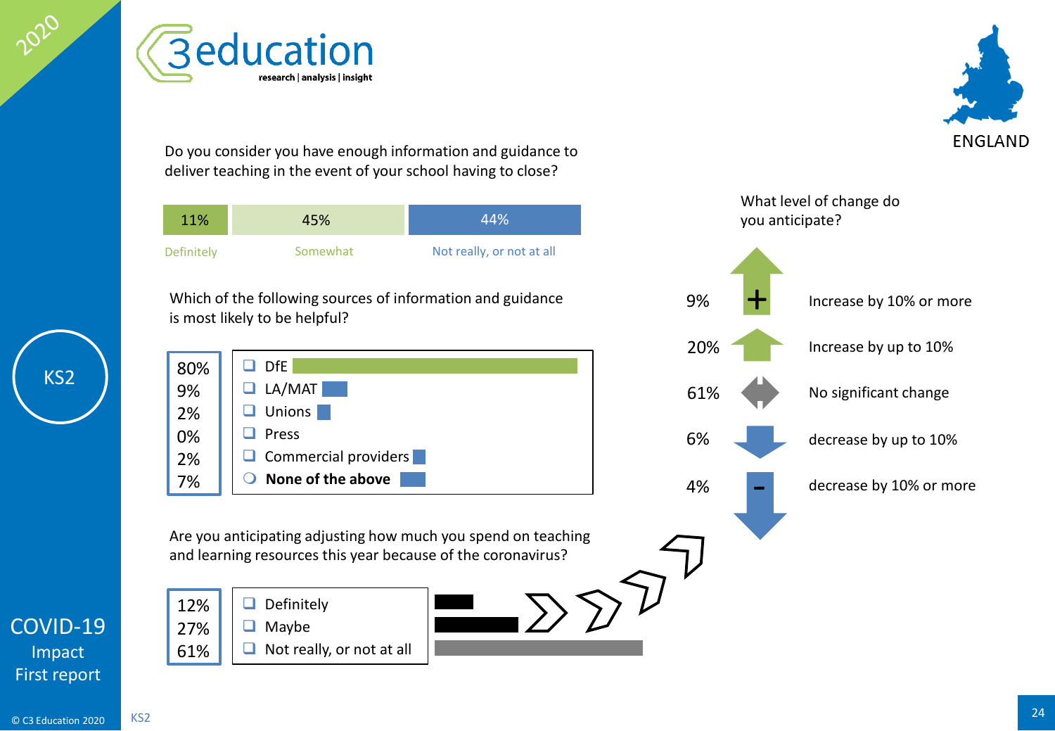# C3 education
research | analysis | insight

ENGLAND

KS2

COVID-19 Impact First report

Do you consider you have enough information and guidance to deliver teaching in the event of your school having to close?

| Definitely | Somewhat | Not really, or not at all |
|---|---|---|
| 11% | 45% | 44% |

Which of the following sources of information and guidance is most likely to be helpful?

| % | Source |
|---|---|
| 80% | DfE |
| 9% | LA/MAT |
| 2% | Unions |
| 0% | Press |
| 2% | Commercial providers |
| 7% | **None of the above** |

Are you anticipating adjusting how much you spend on teaching and learning resources this year because of the coronavirus?

| % | Response |
|---|---|
| 12% | Definitely |
| 27% | Maybe |
| 61% | Not really, or not at all |

What level of change do you anticipate?

| % | Level of change |
|---|---|
| 9% | Increase by 10% or more |
| 20% | Increase by up to 10% |
| 61% | No significant change |
| 6% | decrease by up to 10% |
| 4% | decrease by 10% or more |

© C3 Education 2020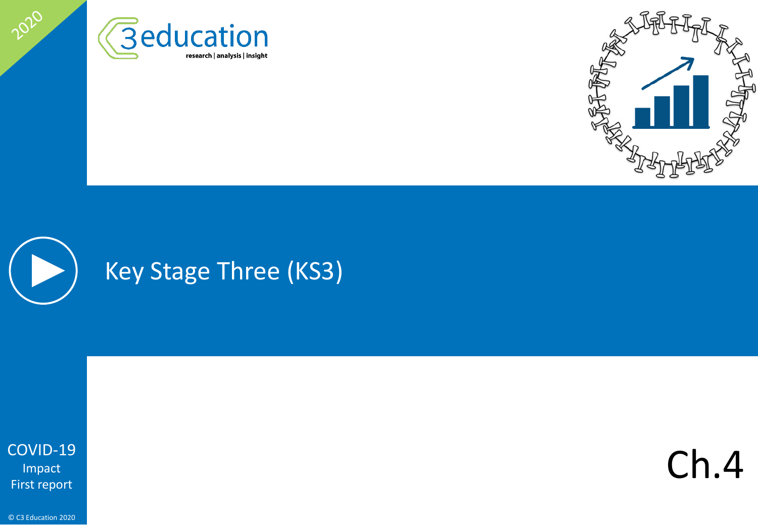# Key Stage Three (KS3)

COVID-19 Impact First report

Ch.4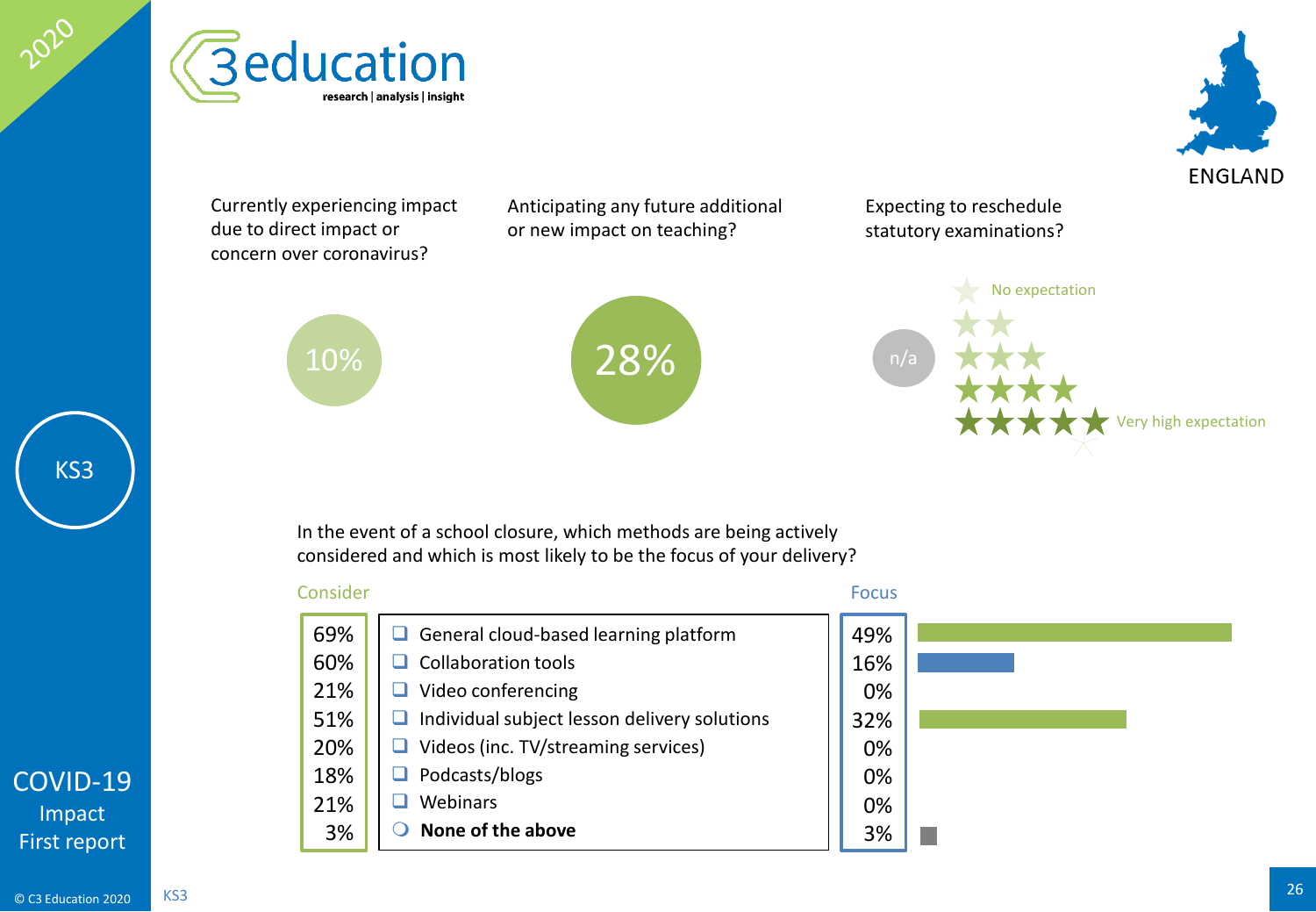3education research | analysis | insight

ENGLAND

KS3

COVID-19 Impact First report

Currently experiencing impact due to direct impact or concern over coronavirus?

10%

Anticipating any future additional or new impact on teaching?

28%

Expecting to reschedule statutory examinations?

n/a

No expectation

Very high expectation

In the event of a school closure, which methods are being actively considered and which is most likely to be the focus of your delivery?

| Consider | | Focus |
|---|---|---|
| 69% | General cloud-based learning platform | 49% |
| 60% | Collaboration tools | 16% |
| 21% | Video conferencing | 0% |
| 51% | Individual subject lesson delivery solutions | 32% |
| 20% | Videos (inc. TV/streaming services) | 0% |
| 18% | Podcasts/blogs | 0% |
| 21% | Webinars | 0% |
| 3% | **None of the above** | 3% |

KS3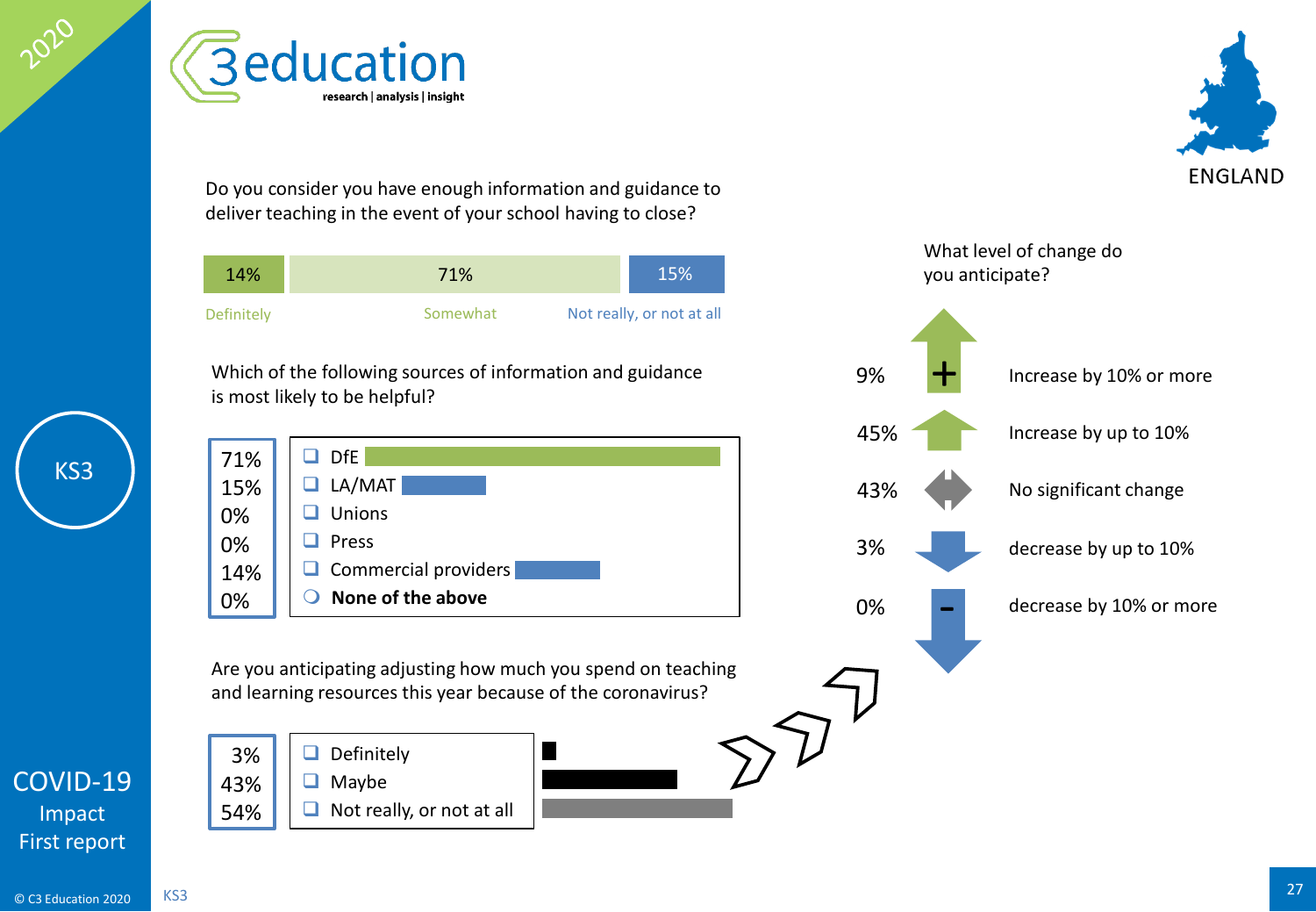# C3 education — research | analysis | insight

**2020** — **KS3** — **ENGLAND**

**COVID-19 Impact First report**

Do you consider you have enough information and guidance to deliver teaching in the event of your school having to close?

| Definitely | Somewhat | Not really, or not at all |
|---|---|---|
| 14% | 71% | 15% |

Which of the following sources of information and guidance is most likely to be helpful?

| % | Source |
|---|---|
| 71% | DfE |
| 15% | LA/MAT |
| 0% | Unions |
| 0% | Press |
| 14% | Commercial providers |
| 0% | **None of the above** |

Are you anticipating adjusting how much you spend on teaching and learning resources this year because of the coronavirus?

| % | Response |
|---|---|
| 3% | Definitely |
| 43% | Maybe |
| 54% | Not really, or not at all |

What level of change do you anticipate?

| % | Level of change |
|---|---|
| 9% | Increase by 10% or more |
| 45% | Increase by up to 10% |
| 43% | No significant change |
| 3% | decrease by up to 10% |
| 0% | decrease by 10% or more |

© C3 Education 2020 KS3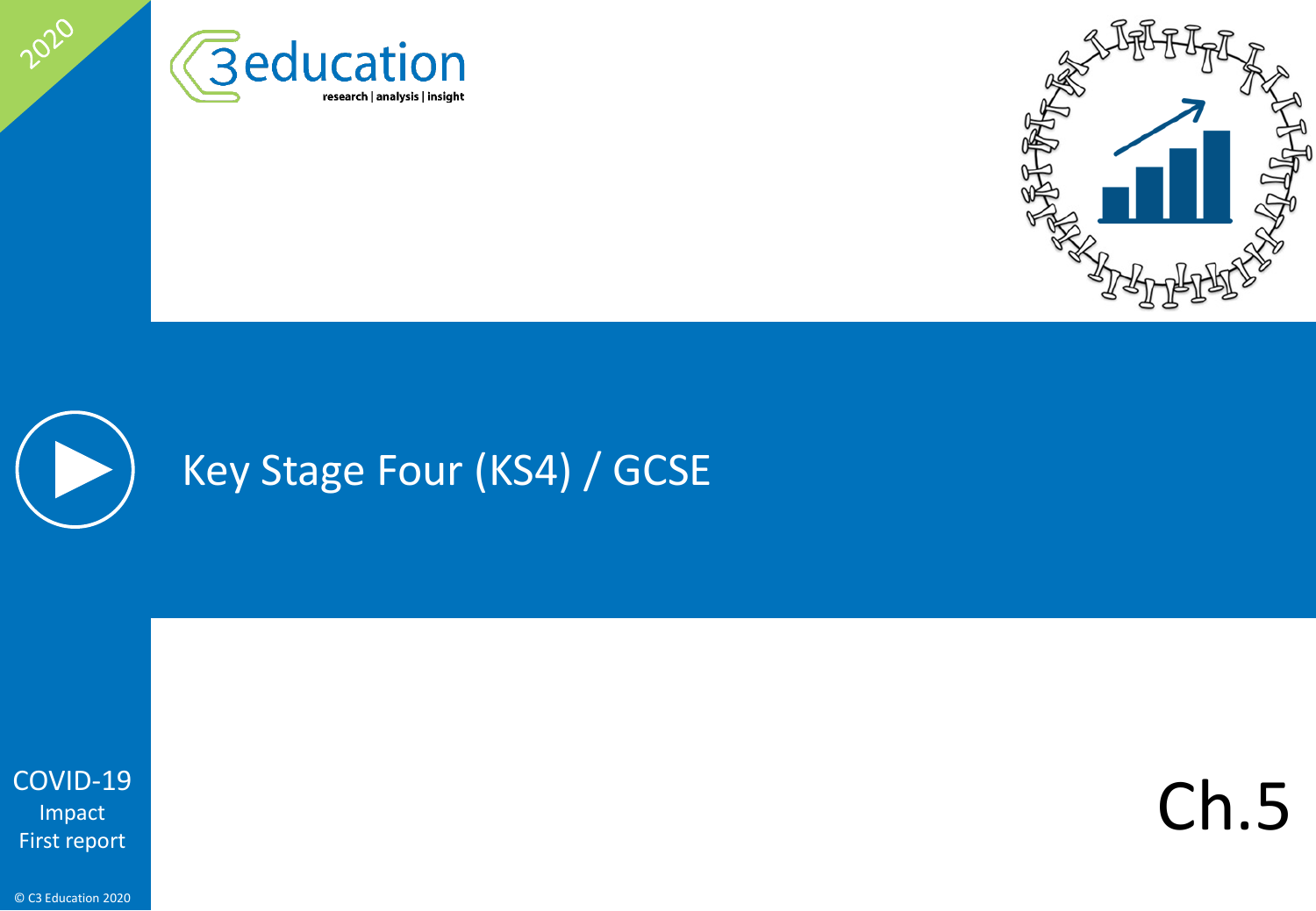# Key Stage Four (KS4) / GCSE

Ch.5

COVID-19
Impact
First report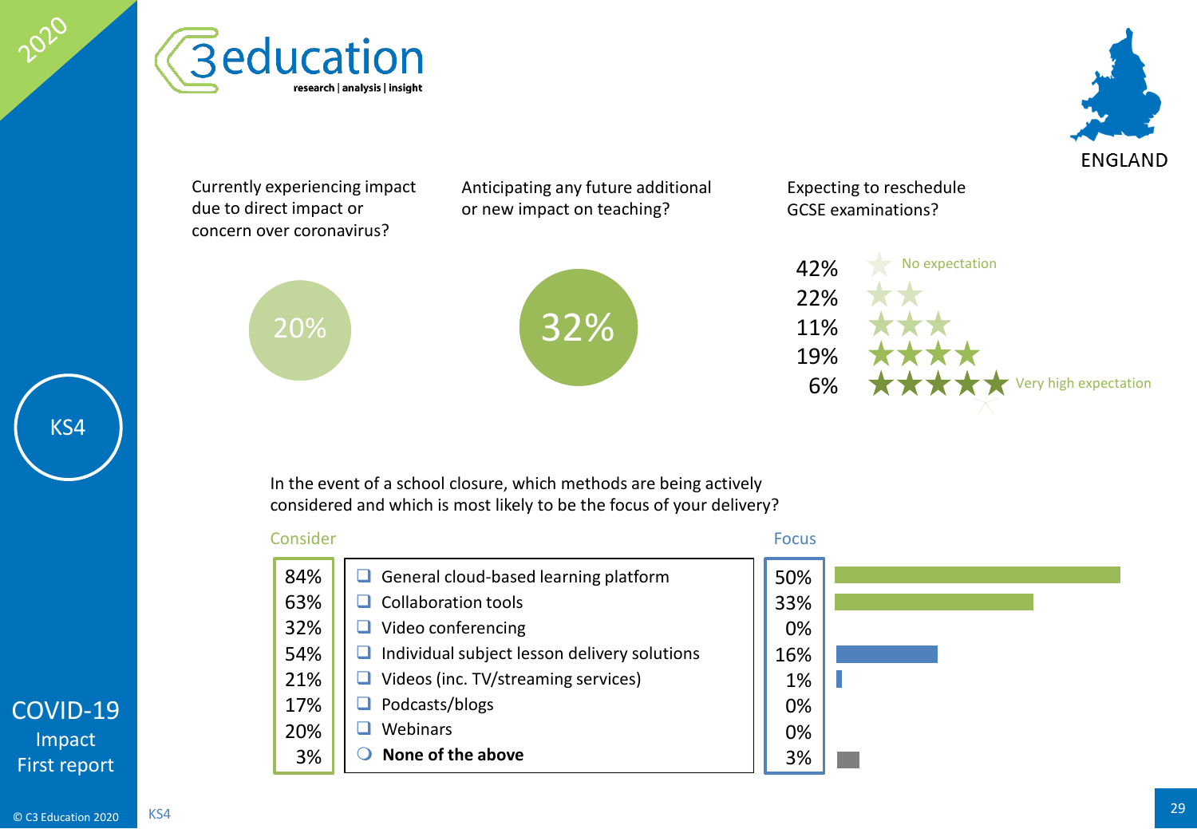2020

C3 education research | analysis | insight

ENGLAND

KS4

COVID-19 Impact First report

Currently experiencing impact due to direct impact or concern over coronavirus?

20%

Anticipating any future additional or new impact on teaching?

32%

Expecting to reschedule GCSE examinations?

| % | Expectation |
|---|---|
| 42% | ★ No expectation |
| 22% | ★★ |
| 11% | ★★★ |
| 19% | ★★★★ |
| 6% | ★★★★★ Very high expectation |

In the event of a school closure, which methods are being actively considered and which is most likely to be the focus of your delivery?

| Consider | Method | Focus |
|---|---|---|
| 84% | General cloud-based learning platform | 50% |
| 63% | Collaboration tools | 33% |
| 32% | Video conferencing | 0% |
| 54% | Individual subject lesson delivery solutions | 16% |
| 21% | Videos (inc. TV/streaming services) | 1% |
| 17% | Podcasts/blogs | 0% |
| 20% | Webinars | 0% |
| 3% | **None of the above** | 3% |

© C3 Education 2020

KS4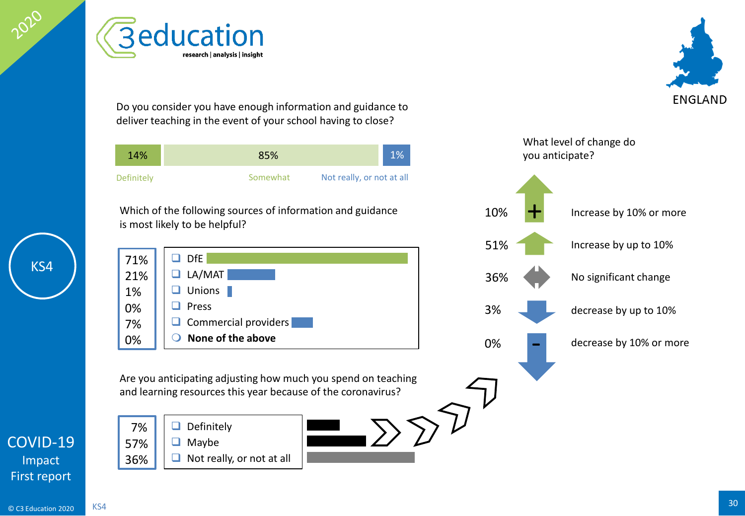Do you consider you have enough information and guidance to deliver teaching in the event of your school having to close?

| Definitely | Somewhat | Not really, or not at all |
| --- | --- | --- |
| 14% | 85% | 1% |

Which of the following sources of information and guidance is most likely to be helpful?

| % | Source |
| --- | --- |
| 71% | DfE |
| 21% | LA/MAT |
| 1% | Unions |
| 0% | Press |
| 7% | Commercial providers |
| 0% | **None of the above** |

Are you anticipating adjusting how much you spend on teaching and learning resources this year because of the coronavirus?

| % | Response |
| --- | --- |
| 7% | Definitely |
| 57% | Maybe |
| 36% | Not really, or not at all |

What level of change do you anticipate?

| % | Change |
| --- | --- |
| 10% | Increase by 10% or more |
| 51% | Increase by up to 10% |
| 36% | No significant change |
| 3% | decrease by up to 10% |
| 0% | decrease by 10% or more |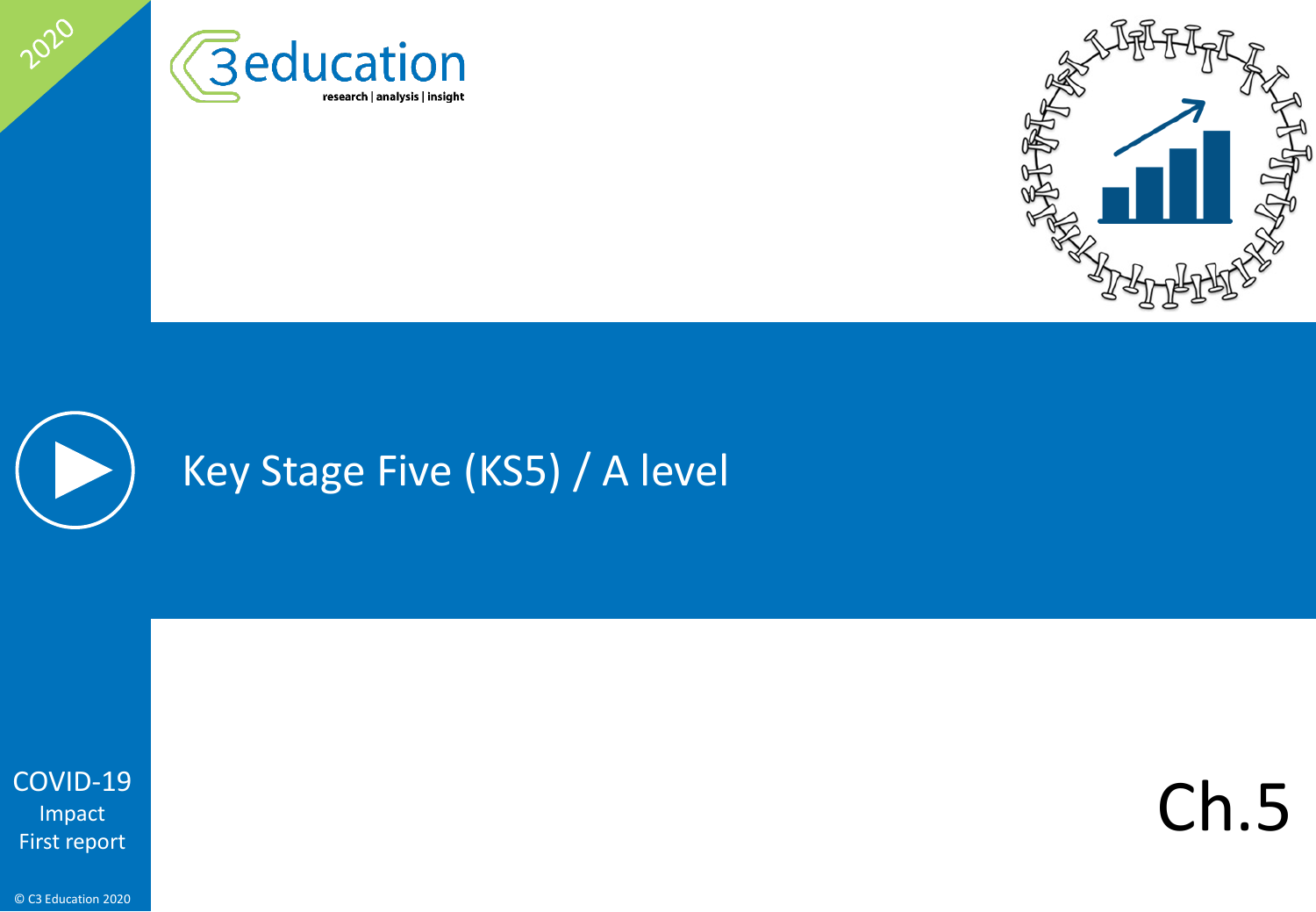# Key Stage Five (KS5) / A level

Ch.5

COVID-19 Impact First report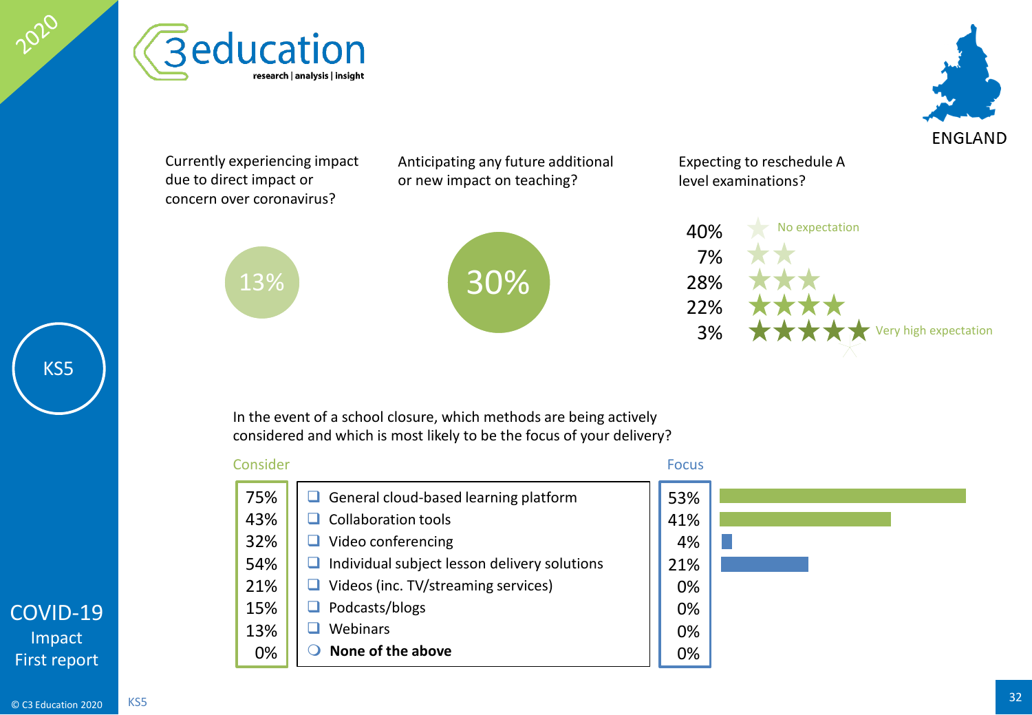3education
research | analysis | insight

ENGLAND

KS5

COVID-19
Impact
First report

Currently experiencing impact due to direct impact or concern over coronavirus?

13%

Anticipating any future additional or new impact on teaching?

30%

Expecting to reschedule A level examinations?

| Percentage | Rating |
|---|---|
| 40% | ★ No expectation |
| 7% | ★★ |
| 28% | ★★★ |
| 22% | ★★★★ |
| 3% | ★★★★★ Very high expectation |

In the event of a school closure, which methods are being actively considered and which is most likely to be the focus of your delivery?

| Consider | Method | Focus |
|---|---|---|
| 75% | General cloud-based learning platform | 53% |
| 43% | Collaboration tools | 41% |
| 32% | Video conferencing | 4% |
| 54% | Individual subject lesson delivery solutions | 21% |
| 21% | Videos (inc. TV/streaming services) | 0% |
| 15% | Podcasts/blogs | 0% |
| 13% | Webinars | 0% |
| 0% | **None of the above** | 0% |

© C3 Education 2020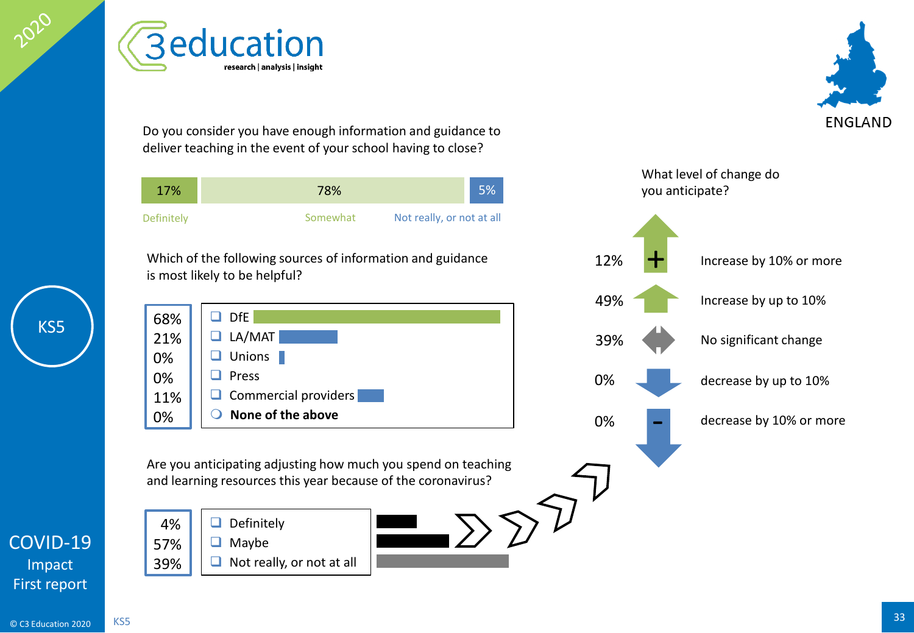2020

C3 education
research | analysis | insight

ENGLAND

KS5

COVID-19
Impact
First report

Do you consider you have enough information and guidance to deliver teaching in the event of your school having to close?

| Definitely | Somewhat | Not really, or not at all |
|---|---|---|
| 17% | 78% | 5% |

Which of the following sources of information and guidance is most likely to be helpful?

| % | Source |
|---|---|
| 68% | DfE |
| 21% | LA/MAT |
| 0% | Unions |
| 0% | Press |
| 11% | Commercial providers |
| 0% | **None of the above** |

Are you anticipating adjusting how much you spend on teaching and learning resources this year because of the coronavirus?

| % | Response |
|---|---|
| 4% | Definitely |
| 57% | Maybe |
| 39% | Not really, or not at all |

What level of change do you anticipate?

| % | Change |
|---|---|
| 12% | Increase by 10% or more |
| 49% | Increase by up to 10% |
| 39% | No significant change |
| 0% | decrease by up to 10% |
| 0% | decrease by 10% or more |

© C3 Education 2020 KS5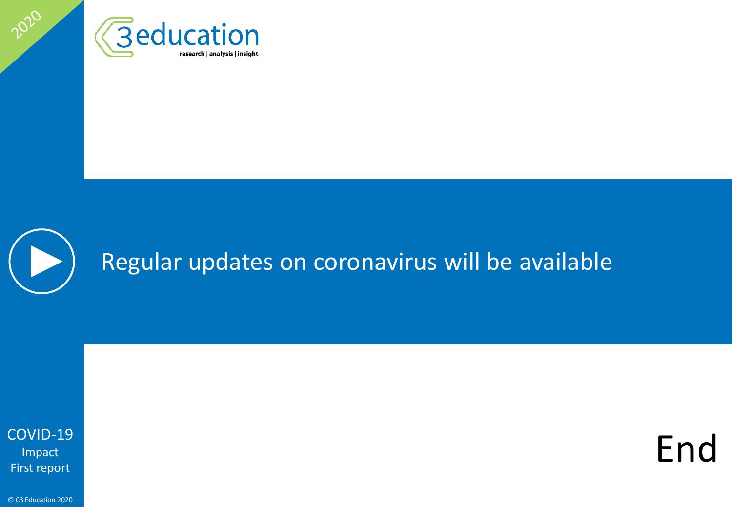Regular updates on coronavirus will be available

End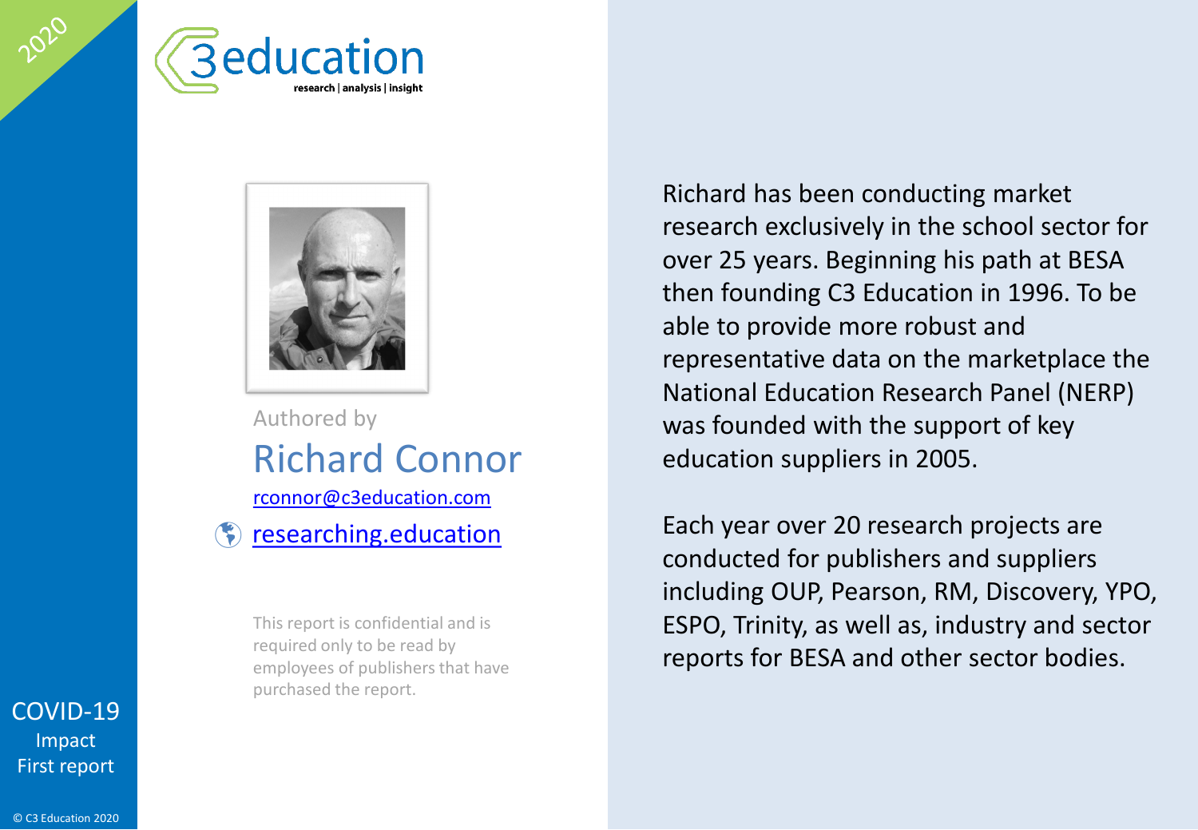2020

C3education
research | analysis | insight

Authored by

## Richard Connor

rconnor@c3education.com

researching.education

This report is confidential and is required only to be read by employees of publishers that have purchased the report.

Richard has been conducting market research exclusively in the school sector for over 25 years. Beginning his path at BESA then founding C3 Education in 1996. To be able to provide more robust and representative data on the marketplace the National Education Research Panel (NERP) was founded with the support of key education suppliers in 2005.

Each year over 20 research projects are conducted for publishers and suppliers including OUP, Pearson, RM, Discovery, YPO, ESPO, Trinity, as well as, industry and sector reports for BESA and other sector bodies.

COVID-19
Impact
First report

© C3 Education 2020